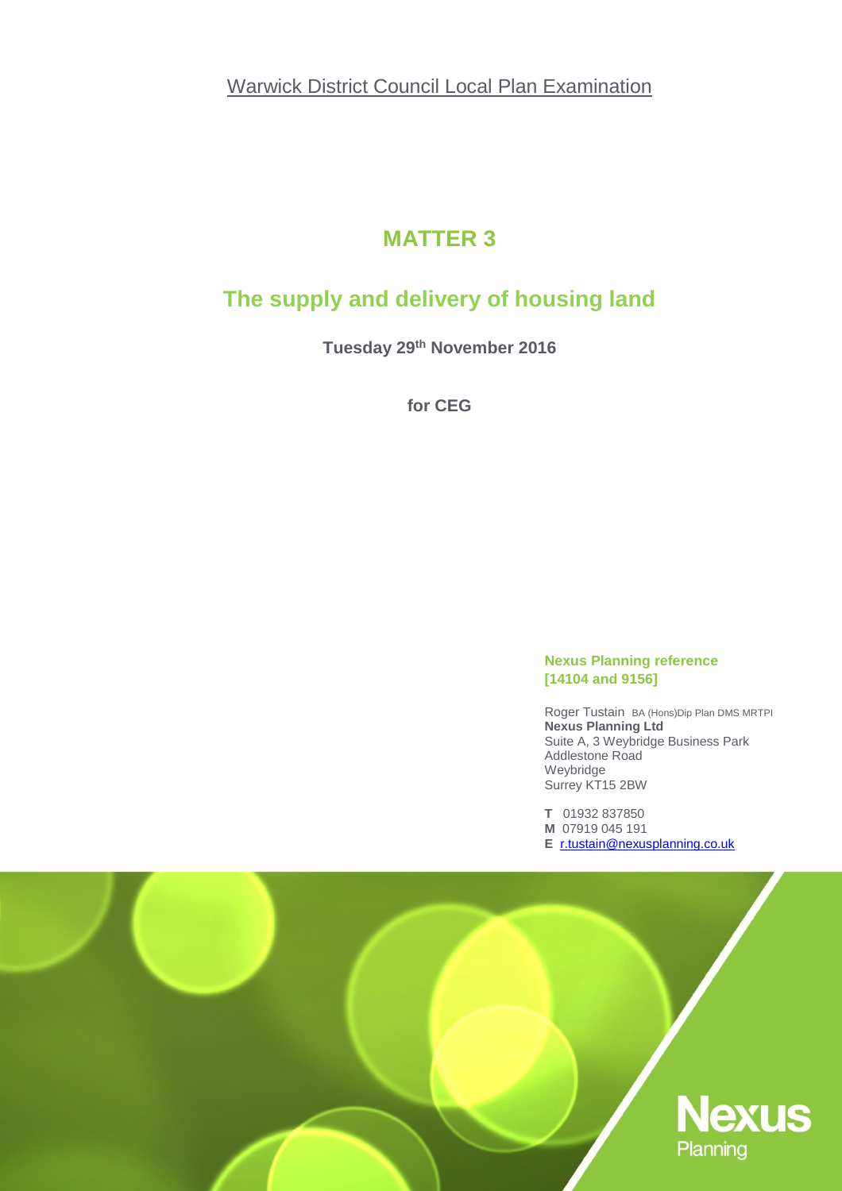Warwick District Council Local Plan Examination

# MATTER 3

## The supply and delivery of housing land

**Tuesday 29th November 2016**

**for CEG**

**Nexus Planning reference [14104 and 9156]**

Roger Tustain BA (Hons)Dip Plan DMS MRTPI
**Nexus Planning Ltd**
Suite A, 3 Weybridge Business Park
Addlestone Road
Weybridge
Surrey KT15 2BW

**T** 01932 837850
**M** 07919 045 191
**E** r.tustain@nexusplanning.co.uk

Nexus Planning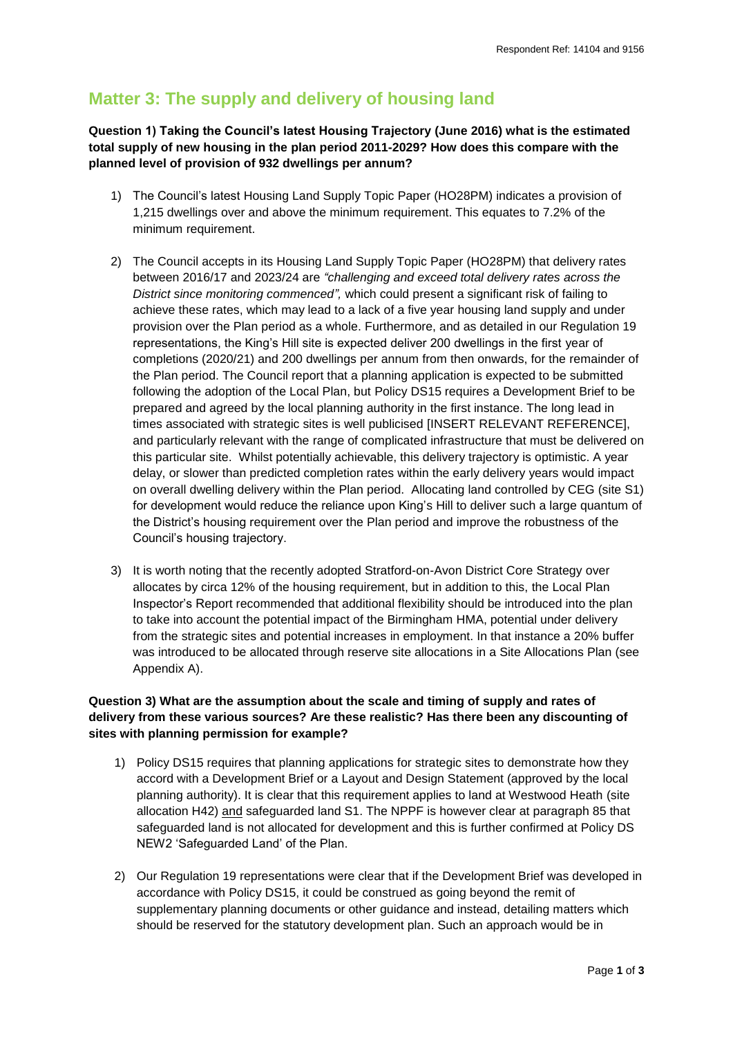## Matter 3: The supply and delivery of housing land

**Question 1) Taking the Council's latest Housing Trajectory (June 2016) what is the estimated total supply of new housing in the plan period 2011-2029? How does this compare with the planned level of provision of 932 dwellings per annum?**

1) The Council's latest Housing Land Supply Topic Paper (HO28PM) indicates a provision of 1,215 dwellings over and above the minimum requirement. This equates to 7.2% of the minimum requirement.

2) The Council accepts in its Housing Land Supply Topic Paper (HO28PM) that delivery rates between 2016/17 and 2023/24 are *"challenging and exceed total delivery rates across the District since monitoring commenced",* which could present a significant risk of failing to achieve these rates, which may lead to a lack of a five year housing land supply and under provision over the Plan period as a whole. Furthermore, and as detailed in our Regulation 19 representations, the King's Hill site is expected deliver 200 dwellings in the first year of completions (2020/21) and 200 dwellings per annum from then onwards, for the remainder of the Plan period. The Council report that a planning application is expected to be submitted following the adoption of the Local Plan, but Policy DS15 requires a Development Brief to be prepared and agreed by the local planning authority in the first instance. The long lead in times associated with strategic sites is well publicised [INSERT RELEVANT REFERENCE], and particularly relevant with the range of complicated infrastructure that must be delivered on this particular site. Whilst potentially achievable, this delivery trajectory is optimistic. A year delay, or slower than predicted completion rates within the early delivery years would impact on overall dwelling delivery within the Plan period. Allocating land controlled by CEG (site S1) for development would reduce the reliance upon King's Hill to deliver such a large quantum of the District's housing requirement over the Plan period and improve the robustness of the Council's housing trajectory.

3) It is worth noting that the recently adopted Stratford-on-Avon District Core Strategy over allocates by circa 12% of the housing requirement, but in addition to this, the Local Plan Inspector's Report recommended that additional flexibility should be introduced into the plan to take into account the potential impact of the Birmingham HMA, potential under delivery from the strategic sites and potential increases in employment. In that instance a 20% buffer was introduced to be allocated through reserve site allocations in a Site Allocations Plan (see Appendix A).

**Question 3) What are the assumption about the scale and timing of supply and rates of delivery from these various sources? Are these realistic? Has there been any discounting of sites with planning permission for example?**

1) Policy DS15 requires that planning applications for strategic sites to demonstrate how they accord with a Development Brief or a Layout and Design Statement (approved by the local planning authority). It is clear that this requirement applies to land at Westwood Heath (site allocation H42) and safeguarded land S1. The NPPF is however clear at paragraph 85 that safeguarded land is not allocated for development and this is further confirmed at Policy DS NEW2 'Safeguarded Land' of the Plan.

2) Our Regulation 19 representations were clear that if the Development Brief was developed in accordance with Policy DS15, it could be construed as going beyond the remit of supplementary planning documents or other guidance and instead, detailing matters which should be reserved for the statutory development plan. Such an approach would be in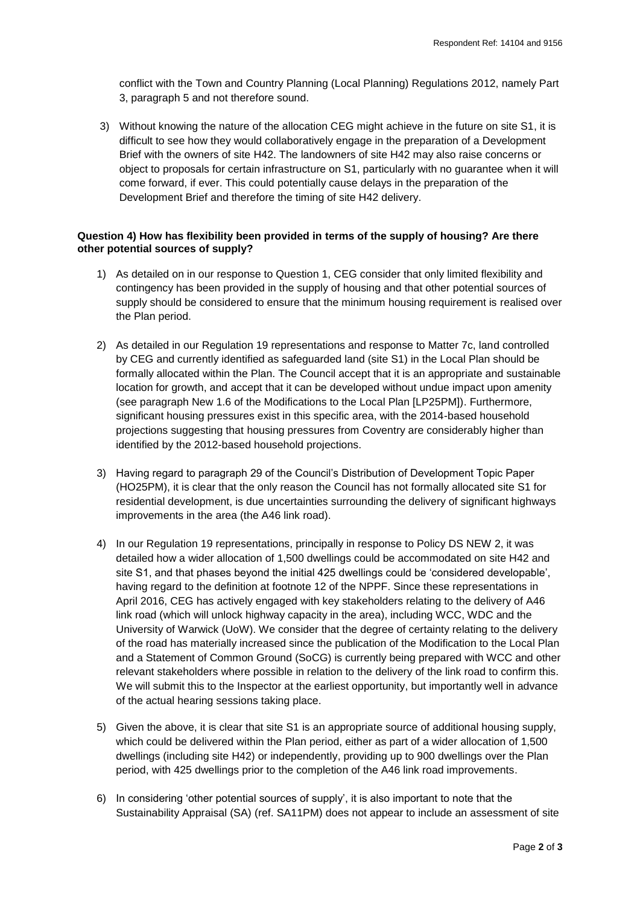conflict with the Town and Country Planning (Local Planning) Regulations 2012, namely Part 3, paragraph 5 and not therefore sound.

3) Without knowing the nature of the allocation CEG might achieve in the future on site S1, it is difficult to see how they would collaboratively engage in the preparation of a Development Brief with the owners of site H42. The landowners of site H42 may also raise concerns or object to proposals for certain infrastructure on S1, particularly with no guarantee when it will come forward, if ever. This could potentially cause delays in the preparation of the Development Brief and therefore the timing of site H42 delivery.

**Question 4) How has flexibility been provided in terms of the supply of housing? Are there other potential sources of supply?**

1) As detailed on in our response to Question 1, CEG consider that only limited flexibility and contingency has been provided in the supply of housing and that other potential sources of supply should be considered to ensure that the minimum housing requirement is realised over the Plan period.

2) As detailed in our Regulation 19 representations and response to Matter 7c, land controlled by CEG and currently identified as safeguarded land (site S1) in the Local Plan should be formally allocated within the Plan. The Council accept that it is an appropriate and sustainable location for growth, and accept that it can be developed without undue impact upon amenity (see paragraph New 1.6 of the Modifications to the Local Plan [LP25PM]). Furthermore, significant housing pressures exist in this specific area, with the 2014-based household projections suggesting that housing pressures from Coventry are considerably higher than identified by the 2012-based household projections.

3) Having regard to paragraph 29 of the Council's Distribution of Development Topic Paper (HO25PM), it is clear that the only reason the Council has not formally allocated site S1 for residential development, is due uncertainties surrounding the delivery of significant highways improvements in the area (the A46 link road).

4) In our Regulation 19 representations, principally in response to Policy DS NEW 2, it was detailed how a wider allocation of 1,500 dwellings could be accommodated on site H42 and site S1, and that phases beyond the initial 425 dwellings could be 'considered developable', having regard to the definition at footnote 12 of the NPPF. Since these representations in April 2016, CEG has actively engaged with key stakeholders relating to the delivery of A46 link road (which will unlock highway capacity in the area), including WCC, WDC and the University of Warwick (UoW). We consider that the degree of certainty relating to the delivery of the road has materially increased since the publication of the Modification to the Local Plan and a Statement of Common Ground (SoCG) is currently being prepared with WCC and other relevant stakeholders where possible in relation to the delivery of the link road to confirm this. We will submit this to the Inspector at the earliest opportunity, but importantly well in advance of the actual hearing sessions taking place.

5) Given the above, it is clear that site S1 is an appropriate source of additional housing supply, which could be delivered within the Plan period, either as part of a wider allocation of 1,500 dwellings (including site H42) or independently, providing up to 900 dwellings over the Plan period, with 425 dwellings prior to the completion of the A46 link road improvements.

6) In considering 'other potential sources of supply', it is also important to note that the Sustainability Appraisal (SA) (ref. SA11PM) does not appear to include an assessment of site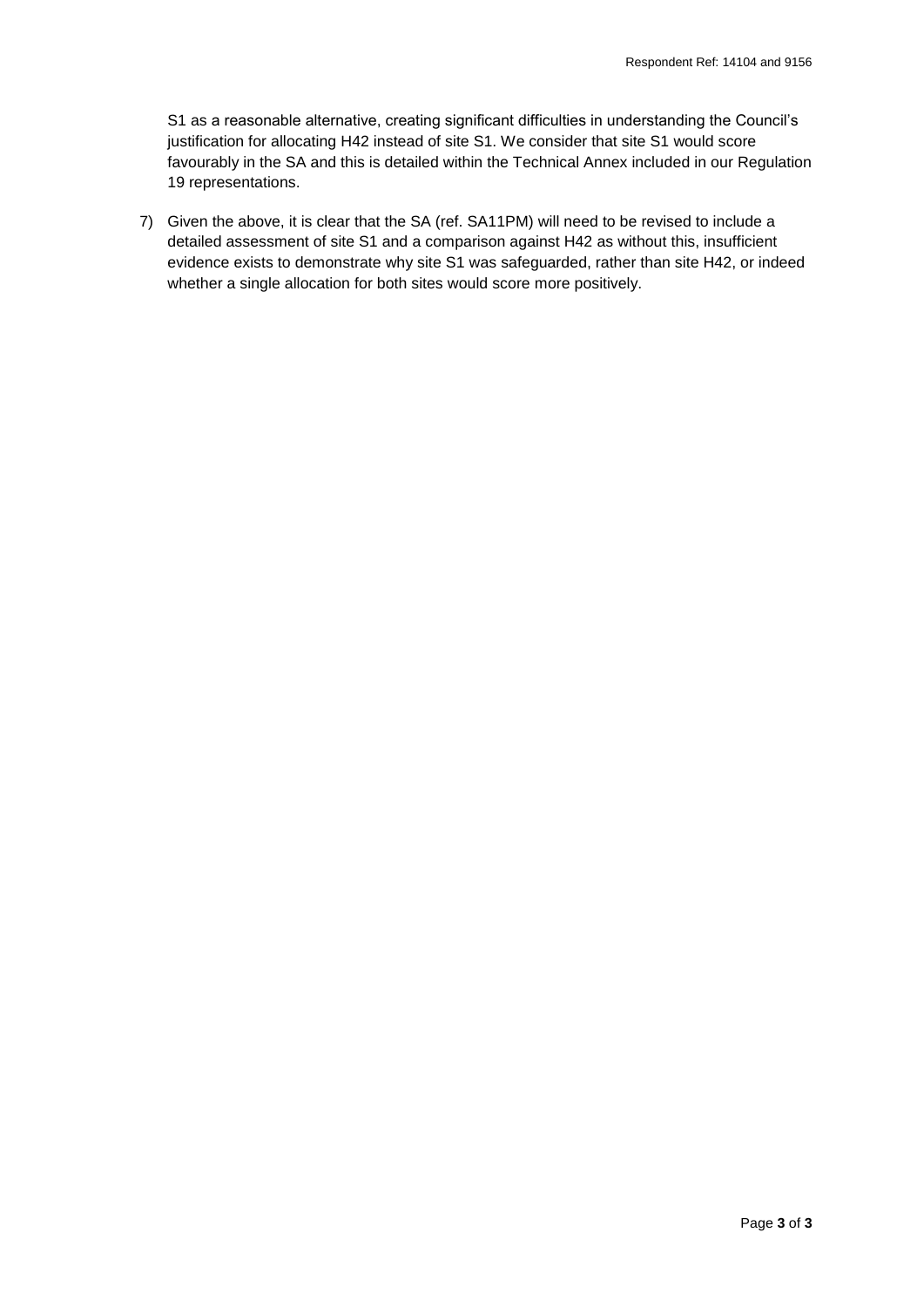S1 as a reasonable alternative, creating significant difficulties in understanding the Council's justification for allocating H42 instead of site S1. We consider that site S1 would score favourably in the SA and this is detailed within the Technical Annex included in our Regulation 19 representations.

7) Given the above, it is clear that the SA (ref. SA11PM) will need to be revised to include a detailed assessment of site S1 and a comparison against H42 as without this, insufficient evidence exists to demonstrate why site S1 was safeguarded, rather than site H42, or indeed whether a single allocation for both sites would score more positively.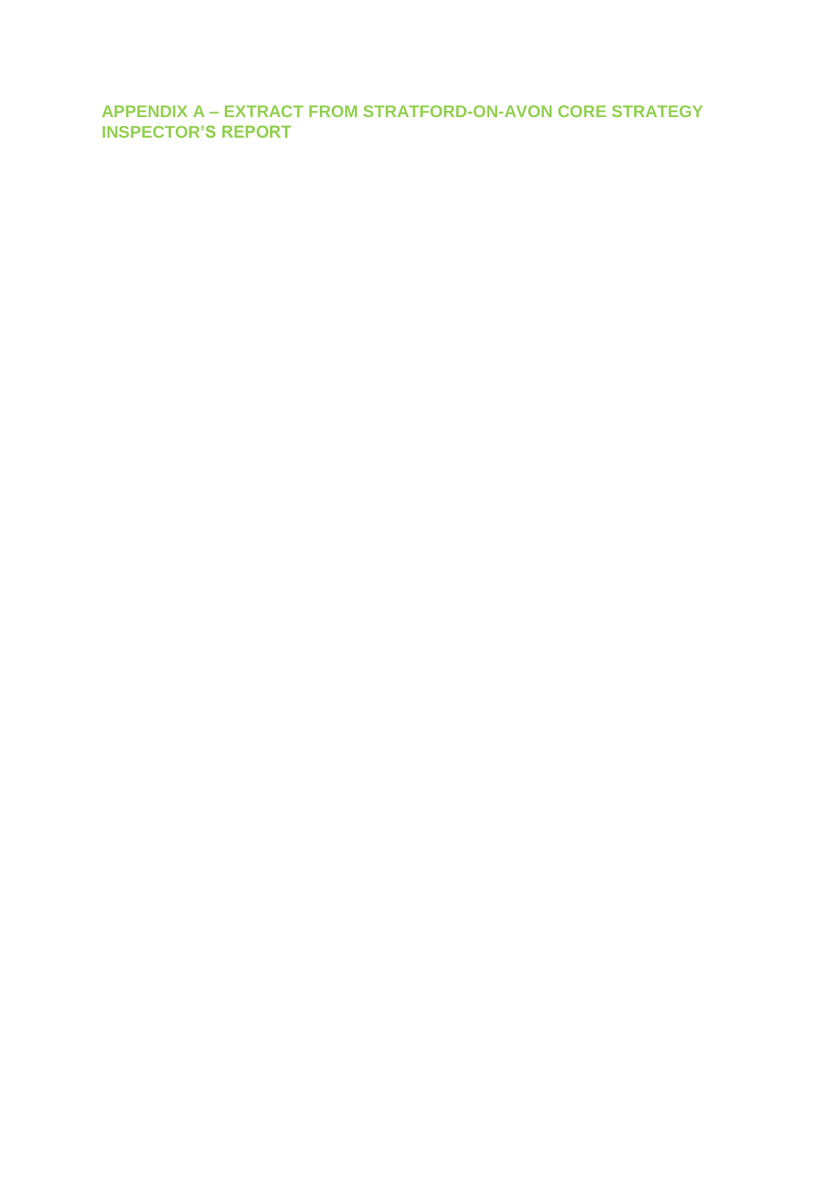## APPENDIX A – EXTRACT FROM STRATFORD-ON-AVON CORE STRATEGY INSPECTOR'S REPORT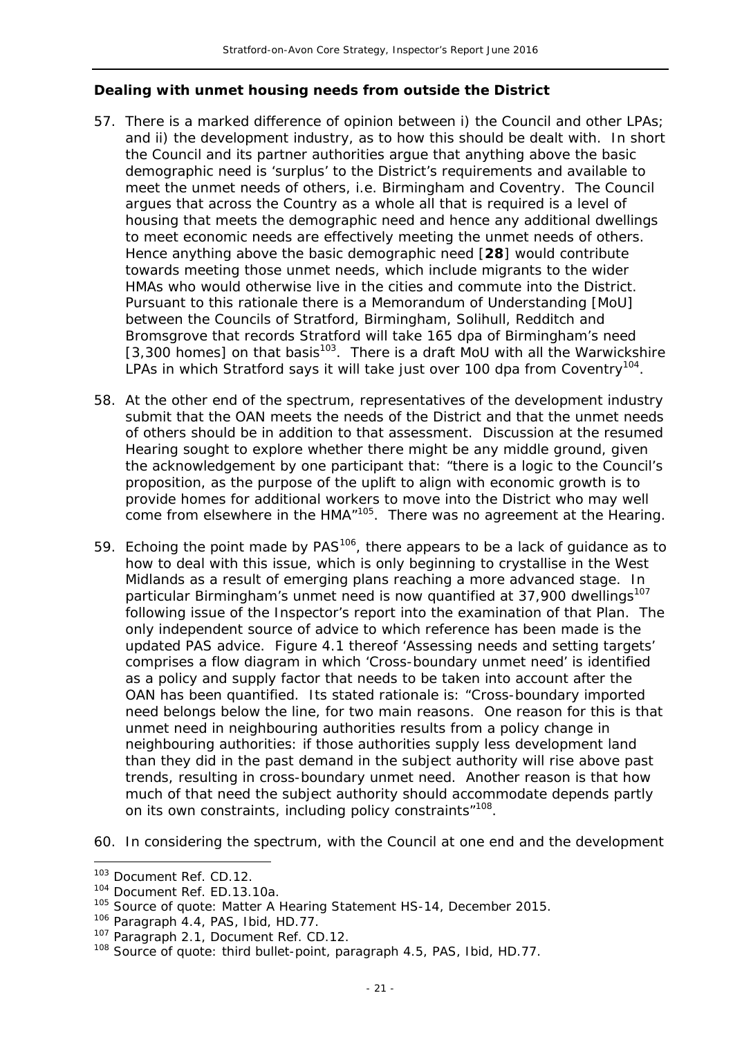**Dealing with unmet housing needs from outside the District**

57. There is a marked difference of opinion between i) the Council and other LPAs; and ii) the development industry, as to how this should be dealt with. In short the Council and its partner authorities argue that anything above the basic demographic need is 'surplus' to the District's requirements and available to meet the unmet needs of others, i.e. Birmingham and Coventry. The Council argues that across the Country as a whole all that is required is a level of housing that meets the demographic need and hence any additional dwellings to meet economic needs are effectively meeting the unmet needs of others. Hence anything above the basic demographic need [**28**] would contribute towards meeting those unmet needs, which include migrants to the wider HMAs who would otherwise live in the cities and commute into the District. Pursuant to this rationale there is a Memorandum of Understanding [MoU] between the Councils of Stratford, Birmingham, Solihull, Redditch and Bromsgrove that records Stratford will take 165 dpa of Birmingham's need [3,300 homes] on that basis[103]. There is a draft MoU with all the Warwickshire LPAs in which Stratford says it will take just over 100 dpa from Coventry[104].

58. At the other end of the spectrum, representatives of the development industry submit that the OAN meets the needs of the District and that the unmet needs of others should be in addition to that assessment. Discussion at the resumed Hearing sought to explore whether there might be any middle ground, given the acknowledgement by one participant that: "there is a logic to the Council's proposition, as the purpose of the uplift to align with economic growth is to provide homes for additional workers to move into the District who may well come from elsewhere in the HMA"[105]. There was no agreement at the Hearing.

59. Echoing the point made by PAS[106], there appears to be a lack of guidance as to how to deal with this issue, which is only beginning to crystallise in the West Midlands as a result of emerging plans reaching a more advanced stage. In particular Birmingham's unmet need is now quantified at 37,900 dwellings[107] following issue of the Inspector's report into the examination of that Plan. The only independent source of advice to which reference has been made is the updated PAS advice. Figure 4.1 thereof 'Assessing needs and setting targets' comprises a flow diagram in which 'Cross-boundary unmet need' is identified as a policy and supply factor that needs to be taken into account after the OAN has been quantified. Its stated rationale is: "Cross-boundary imported need belongs below the line, for two main reasons. One reason for this is that unmet need in neighbouring authorities results from a policy change in neighbouring authorities: if those authorities supply less development land than they did in the past demand in the subject authority will rise above past trends, resulting in cross-boundary unmet need. Another reason is that how much of that need the subject authority should accommodate depends partly on its own constraints, including policy constraints"[108].

60. In considering the spectrum, with the Council at one end and the development

---

[103] Document Ref. CD.12.
[104] Document Ref. ED.13.10a.
[105] Source of quote: Matter A Hearing Statement HS-14, December 2015.
[106] Paragraph 4.4, PAS, Ibid, HD.77.
[107] Paragraph 2.1, Document Ref. CD.12.
[108] Source of quote: third bullet-point, paragraph 4.5, PAS, Ibid, HD.77.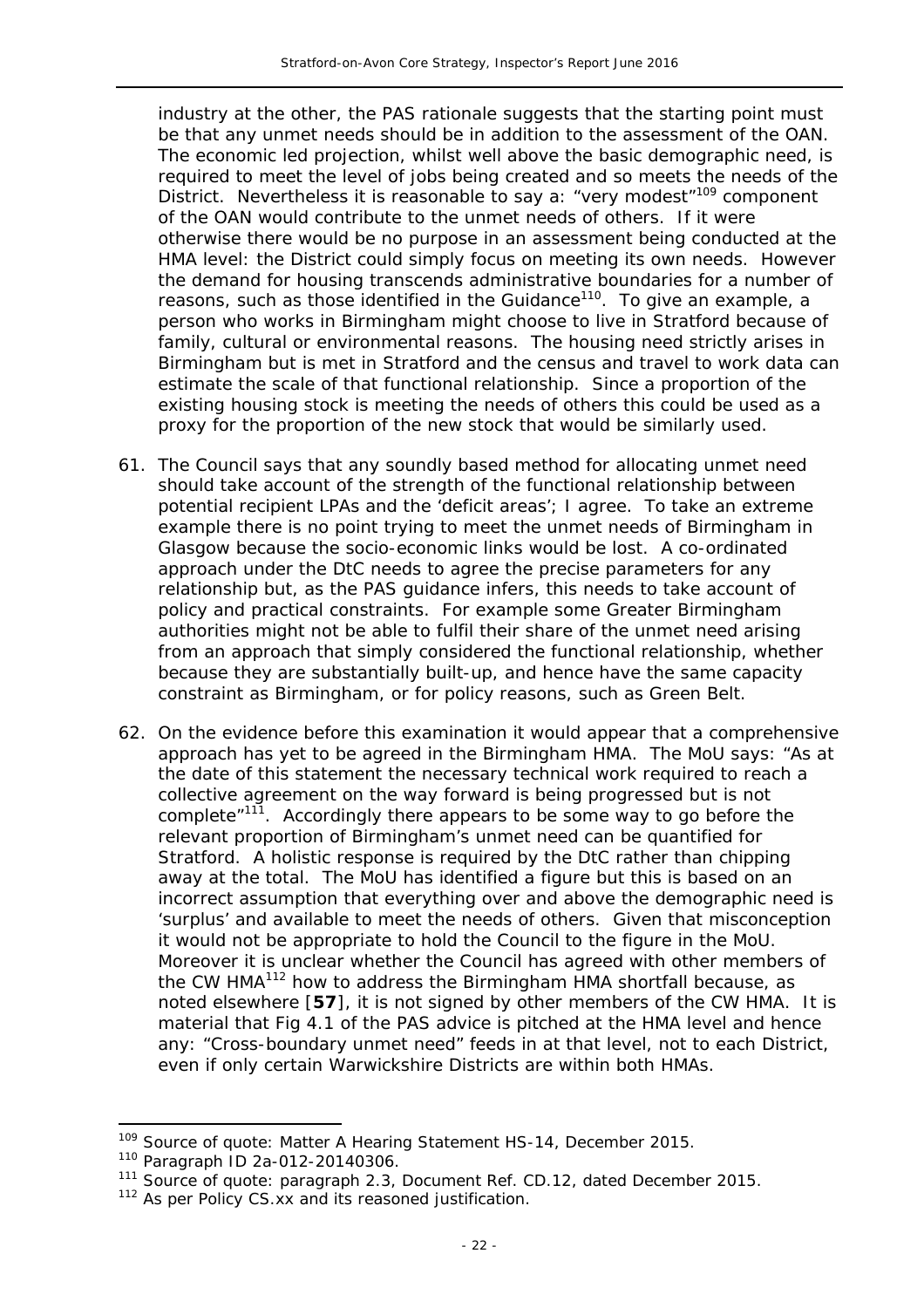industry at the other, the PAS rationale suggests that the starting point must be that any unmet needs should be in addition to the assessment of the OAN. The economic led projection, whilst well above the basic demographic need, is required to meet the level of jobs being created and so meets the needs of the District. Nevertheless it is reasonable to say a: "very modest"[109] component of the OAN would contribute to the unmet needs of others. If it were otherwise there would be no purpose in an assessment being conducted at the HMA level: the District could simply focus on meeting its own needs. However the demand for housing transcends administrative boundaries for a number of reasons, such as those identified in the Guidance[110]. To give an example, a person who works in Birmingham might choose to live in Stratford because of family, cultural or environmental reasons. The housing need strictly arises in Birmingham but is met in Stratford and the census and travel to work data can estimate the scale of that functional relationship. Since a proportion of the existing housing stock is meeting the needs of others this could be used as a proxy for the proportion of the new stock that would be similarly used.

61. The Council says that any soundly based method for allocating unmet need should take account of the strength of the functional relationship between potential recipient LPAs and the 'deficit areas'; I agree. To take an extreme example there is no point trying to meet the unmet needs of Birmingham in Glasgow because the socio-economic links would be lost. A co-ordinated approach under the DtC needs to agree the precise parameters for any relationship but, as the PAS guidance infers, this needs to take account of policy and practical constraints. For example some Greater Birmingham authorities might not be able to fulfil their share of the unmet need arising from an approach that simply considered the functional relationship, whether because they are substantially built-up, and hence have the same capacity constraint as Birmingham, or for policy reasons, such as Green Belt.

62. On the evidence before this examination it would appear that a comprehensive approach has yet to be agreed in the Birmingham HMA. The MoU says: "As at the date of this statement the necessary technical work required to reach a collective agreement on the way forward is being progressed but is not complete"[111]. Accordingly there appears to be some way to go before the relevant proportion of Birmingham's unmet need can be quantified for Stratford. A holistic response is required by the DtC rather than chipping away at the total. The MoU has identified a figure but this is based on an incorrect assumption that everything over and above the demographic need is 'surplus' and available to meet the needs of others. Given that misconception it would not be appropriate to hold the Council to the figure in the MoU. Moreover it is unclear whether the Council has agreed with other members of the CW HMA[112] how to address the Birmingham HMA shortfall because, as noted elsewhere [**57**], it is not signed by other members of the CW HMA. It is material that Fig 4.1 of the PAS advice is pitched at the HMA level and hence any: "Cross-boundary unmet need" feeds in at that level, not to each District, even if only certain Warwickshire Districts are within both HMAs.

---

[109] Source of quote: Matter A Hearing Statement HS-14, December 2015.
[110] Paragraph ID 2a-012-20140306.
[111] Source of quote: paragraph 2.3, Document Ref. CD.12, dated December 2015.
[112] As per Policy CS.xx and its reasoned justification.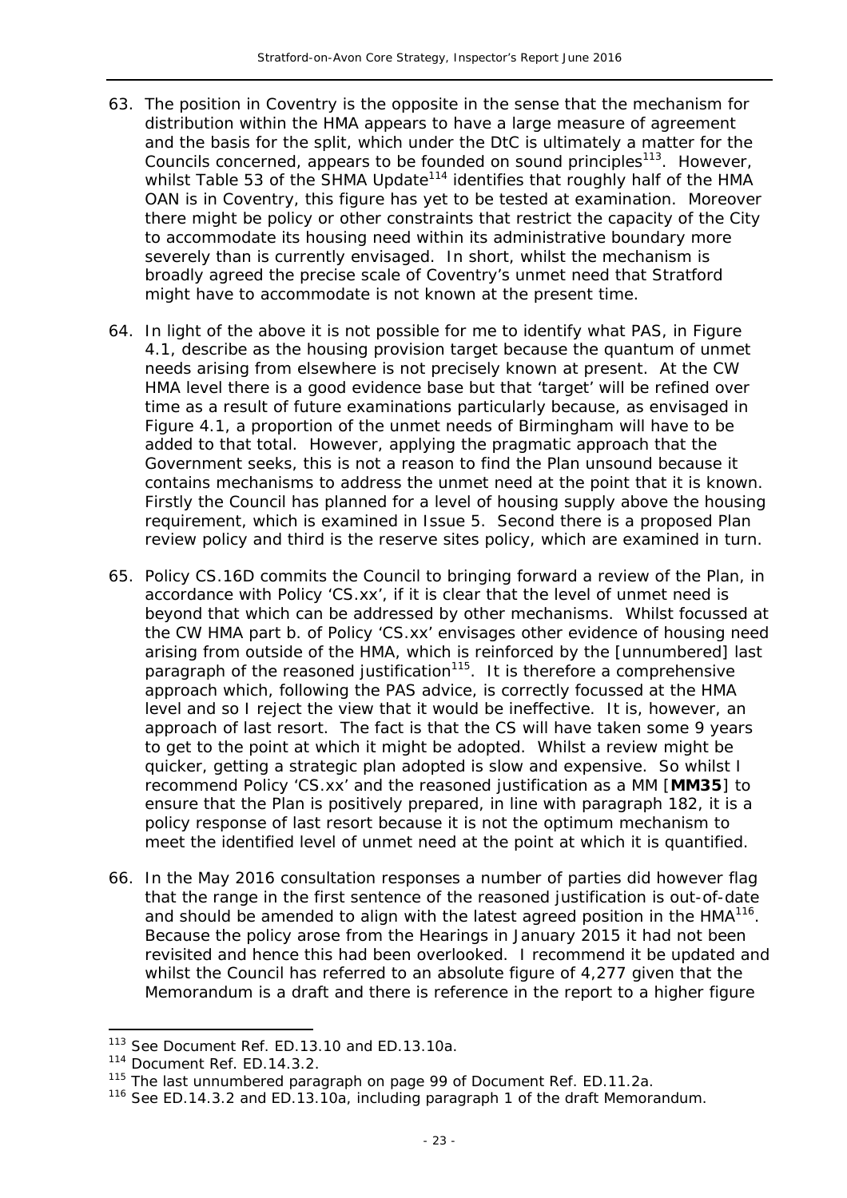63. The position in Coventry is the opposite in the sense that the mechanism for distribution within the HMA appears to have a large measure of agreement and the basis for the split, which under the DtC is ultimately a matter for the Councils concerned, appears to be founded on sound principles[113]. However, whilst Table 53 of the SHMA Update[114] identifies that roughly half of the HMA OAN is in Coventry, this figure has yet to be tested at examination. Moreover there might be policy or other constraints that restrict the capacity of the City to accommodate its housing need within its administrative boundary more severely than is currently envisaged. In short, whilst the mechanism is broadly agreed the precise scale of Coventry's unmet need that Stratford might have to accommodate is not known at the present time.

64. In light of the above it is not possible for me to identify what PAS, in Figure 4.1, describe as the housing provision target because the quantum of unmet needs arising from elsewhere is not precisely known at present. At the CW HMA level there is a good evidence base but that 'target' will be refined over time as a result of future examinations particularly because, as envisaged in Figure 4.1, a proportion of the unmet needs of Birmingham will have to be added to that total. However, applying the pragmatic approach that the Government seeks, this is not a reason to find the Plan unsound because it contains mechanisms to address the unmet need at the point that it is known. Firstly the Council has planned for a level of housing supply above the housing requirement, which is examined in Issue 5. Second there is a proposed Plan review policy and third is the reserve sites policy, which are examined in turn.

65. Policy CS.16D commits the Council to bringing forward a review of the Plan, in accordance with Policy 'CS.xx', if it is clear that the level of unmet need is beyond that which can be addressed by other mechanisms. Whilst focussed at the CW HMA part b. of Policy 'CS.xx' envisages other evidence of housing need arising from outside of the HMA, which is reinforced by the [unnumbered] last paragraph of the reasoned justification[115]. It is therefore a comprehensive approach which, following the PAS advice, is correctly focussed at the HMA level and so I reject the view that it would be ineffective. It is, however, an approach of last resort. The fact is that the CS will have taken some 9 years to get to the point at which it might be adopted. Whilst a review might be quicker, getting a strategic plan adopted is slow and expensive. So whilst I recommend Policy 'CS.xx' and the reasoned justification as a MM [**MM35**] to ensure that the Plan is positively prepared, in line with paragraph 182, it is a policy response of last resort because it is not the optimum mechanism to meet the identified level of unmet need at the point at which it is quantified.

66. In the May 2016 consultation responses a number of parties did however flag that the range in the first sentence of the reasoned justification is out-of-date and should be amended to align with the latest agreed position in the HMA[116]. Because the policy arose from the Hearings in January 2015 it had not been revisited and hence this had been overlooked. I recommend it be updated and whilst the Council has referred to an absolute figure of 4,277 given that the Memorandum is a draft and there is reference in the report to a higher figure

---

[113] See Document Ref. ED.13.10 and ED.13.10a.

[114] Document Ref. ED.14.3.2.

[115] The last unnumbered paragraph on page 99 of Document Ref. ED.11.2a.

[116] See ED.14.3.2 and ED.13.10a, including paragraph 1 of the draft Memorandum.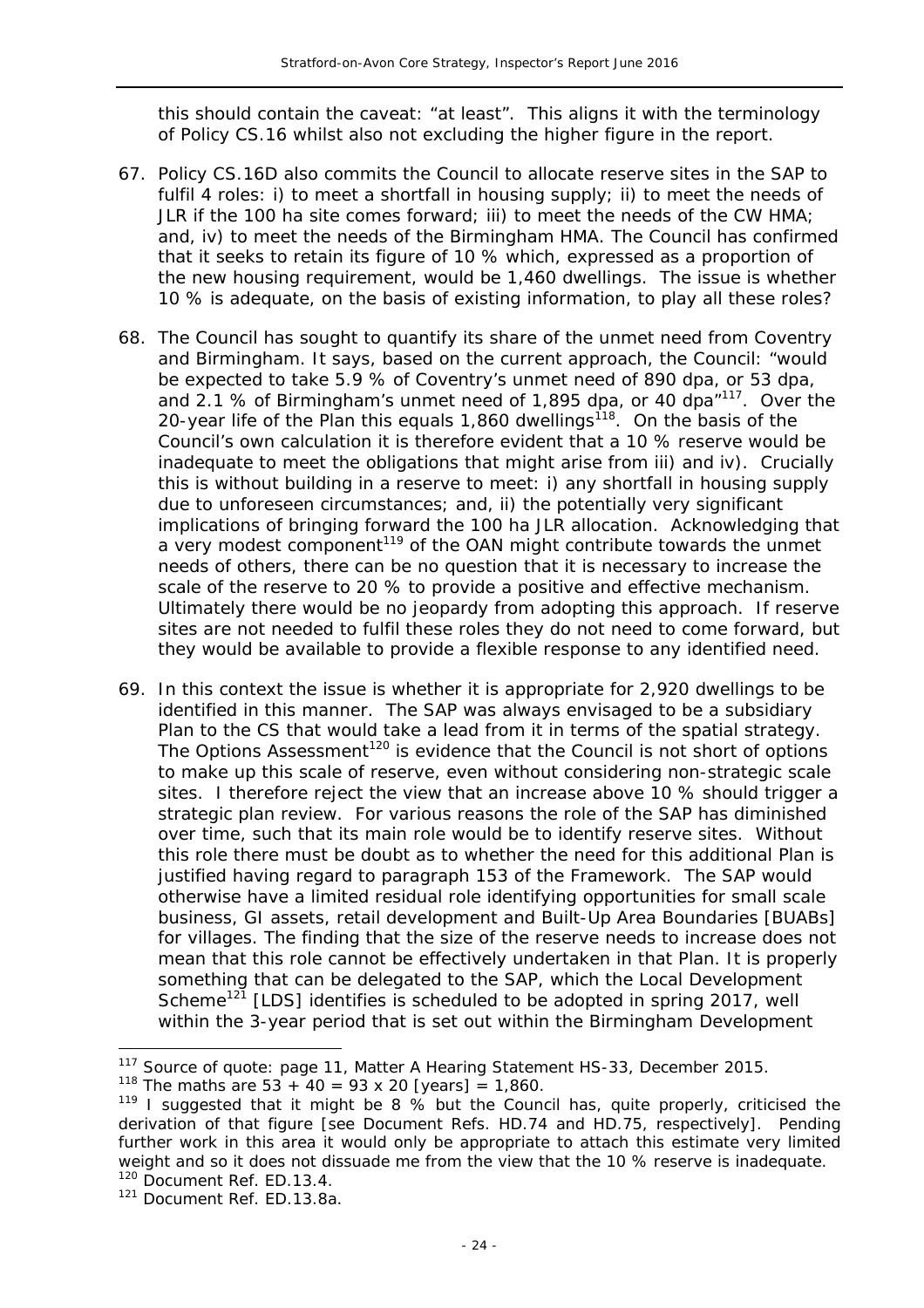this should contain the caveat: "at least". This aligns it with the terminology of Policy CS.16 whilst also not excluding the higher figure in the report.

67. Policy CS.16D also commits the Council to allocate reserve sites in the SAP to fulfil 4 roles: i) to meet a shortfall in housing supply; ii) to meet the needs of JLR if the 100 ha site comes forward; iii) to meet the needs of the CW HMA; and, iv) to meet the needs of the Birmingham HMA. The Council has confirmed that it seeks to retain its figure of 10 % which, expressed as a proportion of the new housing requirement, would be 1,460 dwellings. The issue is whether 10 % is adequate, on the basis of existing information, to play all these roles?

68. The Council has sought to quantify its share of the unmet need from Coventry and Birmingham. It says, based on the current approach, the Council: "would be expected to take 5.9 % of Coventry's unmet need of 890 dpa, or 53 dpa, and 2.1 % of Birmingham's unmet need of 1,895 dpa, or 40 dpa"[117]. Over the 20-year life of the Plan this equals 1,860 dwellings[118]. On the basis of the Council's own calculation it is therefore evident that a 10 % reserve would be inadequate to meet the obligations that might arise from iii) and iv). Crucially this is without building in a reserve to meet: i) any shortfall in housing supply due to unforeseen circumstances; and, ii) the potentially very significant implications of bringing forward the 100 ha JLR allocation. Acknowledging that a very modest component[119] of the OAN might contribute towards the unmet needs of others, there can be no question that it is necessary to increase the scale of the reserve to 20 % to provide a positive and effective mechanism. Ultimately there would be no jeopardy from adopting this approach. If reserve sites are not needed to fulfil these roles they do not need to come forward, but they would be available to provide a flexible response to any identified need.

69. In this context the issue is whether it is appropriate for 2,920 dwellings to be identified in this manner. The SAP was always envisaged to be a subsidiary Plan to the CS that would take a lead from it in terms of the spatial strategy. The Options Assessment[120] is evidence that the Council is not short of options to make up this scale of reserve, even without considering non-strategic scale sites. I therefore reject the view that an increase above 10 % should trigger a strategic plan review. For various reasons the role of the SAP has diminished over time, such that its main role would be to identify reserve sites. Without this role there must be doubt as to whether the need for this additional Plan is justified having regard to paragraph 153 of the Framework. The SAP would otherwise have a limited residual role identifying opportunities for small scale business, GI assets, retail development and Built-Up Area Boundaries [BUABs] for villages. The finding that the size of the reserve needs to increase does not mean that this role cannot be effectively undertaken in that Plan. It is properly something that can be delegated to the SAP, which the Local Development Scheme[121] [LDS] identifies is scheduled to be adopted in spring 2017, well within the 3-year period that is set out within the Birmingham Development

---

[117] Source of quote: page 11, Matter A Hearing Statement HS-33, December 2015.

[118] The maths are 53 + 40 = 93 x 20 [years] = 1,860.

[119] I suggested that it might be 8 % but the Council has, quite properly, criticised the derivation of that figure [see Document Refs. HD.74 and HD.75, respectively]. Pending further work in this area it would only be appropriate to attach this estimate very limited weight and so it does not dissuade me from the view that the 10 % reserve is inadequate.

[120] Document Ref. ED.13.4.

[121] Document Ref. ED.13.8a.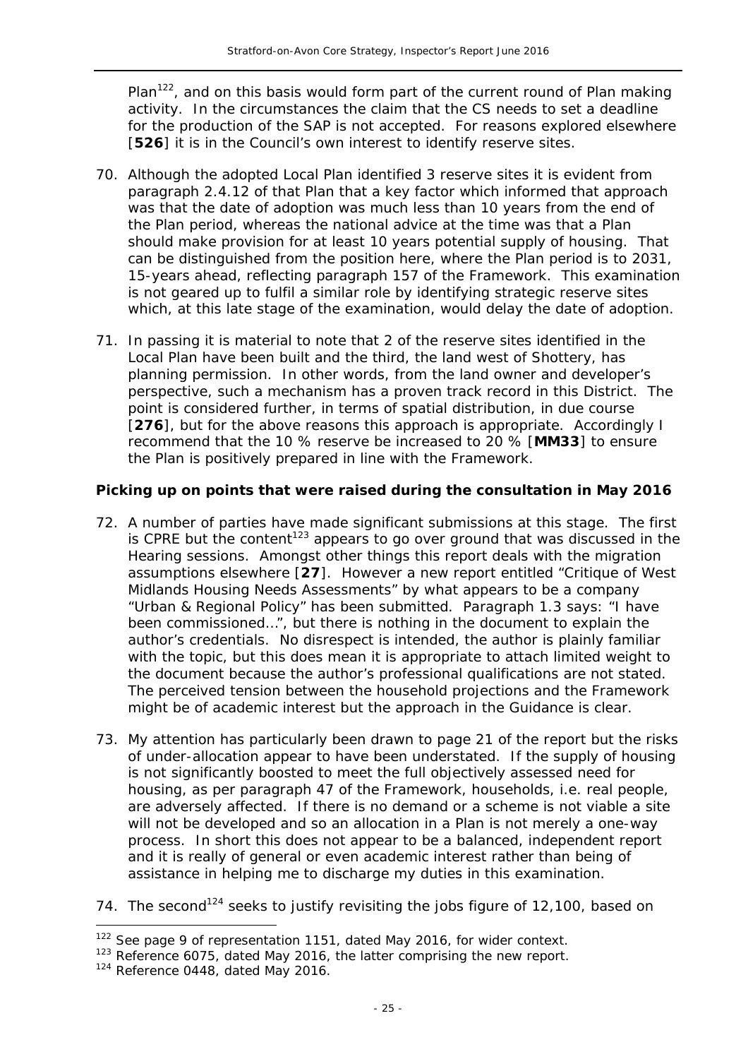Plan[122], and on this basis would form part of the current round of Plan making activity. In the circumstances the claim that the CS needs to set a deadline for the production of the SAP is not accepted. For reasons explored elsewhere [**526**] it is in the Council's own interest to identify reserve sites.

70. Although the adopted Local Plan identified 3 reserve sites it is evident from paragraph 2.4.12 of that Plan that a key factor which informed that approach was that the date of adoption was much less than 10 years from the end of the Plan period, whereas the national advice at the time was that a Plan should make provision for at least 10 years potential supply of housing. That can be distinguished from the position here, where the Plan period is to 2031, 15-years ahead, reflecting paragraph 157 of the Framework. This examination is not geared up to fulfil a similar role by identifying strategic reserve sites which, at this late stage of the examination, would delay the date of adoption.

71. In passing it is material to note that 2 of the reserve sites identified in the Local Plan have been built and the third, the land west of Shottery, has planning permission. In other words, from the land owner and developer's perspective, such a mechanism has a proven track record in this District. The point is considered further, in terms of spatial distribution, in due course [**276**], but for the above reasons this approach is appropriate. Accordingly I recommend that the 10 % reserve be increased to 20 % [**MM33**] to ensure the Plan is positively prepared in line with the Framework.

**Picking up on points that were raised during the consultation in May 2016**

72. A number of parties have made significant submissions at this stage. The first is CPRE but the content[123] appears to go over ground that was discussed in the Hearing sessions. Amongst other things this report deals with the migration assumptions elsewhere [**27**]. However a new report entitled "Critique of West Midlands Housing Needs Assessments" by what appears to be a company "Urban & Regional Policy" has been submitted. Paragraph 1.3 says: "I have been commissioned…", but there is nothing in the document to explain the author's credentials. No disrespect is intended, the author is plainly familiar with the topic, but this does mean it is appropriate to attach limited weight to the document because the author's professional qualifications are not stated. The perceived tension between the household projections and the Framework might be of academic interest but the approach in the Guidance is clear.

73. My attention has particularly been drawn to page 21 of the report but the risks of under-allocation appear to have been understated. If the supply of housing is not significantly boosted to meet the full objectively assessed need for housing, as per paragraph 47 of the Framework, households, i.e. real people, are adversely affected. If there is no demand or a scheme is not viable a site will not be developed and so an allocation in a Plan is not merely a one-way process. In short this does not appear to be a balanced, independent report and it is really of general or even academic interest rather than being of assistance in helping me to discharge my duties in this examination.

74. The second[124] seeks to justify revisiting the jobs figure of 12,100, based on

[122] See page 9 of representation 1151, dated May 2016, for wider context.
[123] Reference 6075, dated May 2016, the latter comprising the new report.
[124] Reference 0448, dated May 2016.